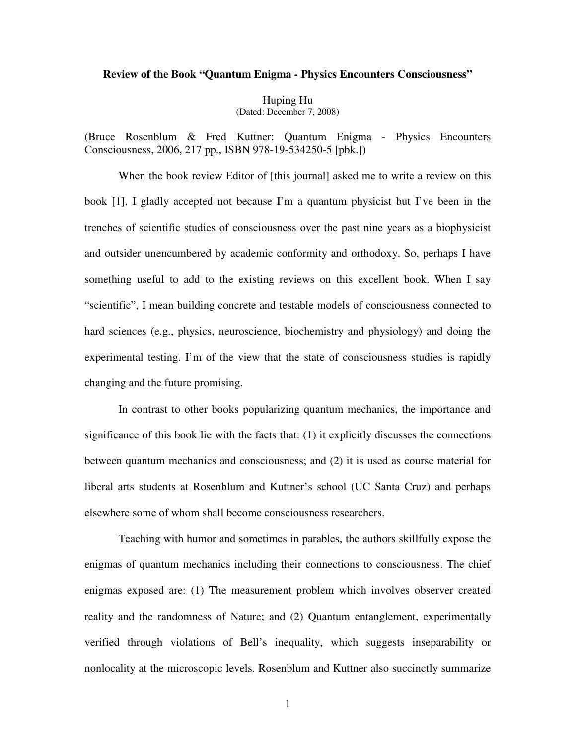**Review of the Book "Quantum Enigma - Physics Encounters Consciousness"**

Huping Hu
(Dated: December 7, 2008)

(Bruce Rosenblum & Fred Kuttner: Quantum Enigma - Physics Encounters Consciousness, 2006, 217 pp., ISBN 978-19-534250-5 [pbk.])

When the book review Editor of [this journal] asked me to write a review on this book [1], I gladly accepted not because I'm a quantum physicist but I've been in the trenches of scientific studies of consciousness over the past nine years as a biophysicist and outsider unencumbered by academic conformity and orthodoxy. So, perhaps I have something useful to add to the existing reviews on this excellent book. When I say "scientific", I mean building concrete and testable models of consciousness connected to hard sciences (e.g., physics, neuroscience, biochemistry and physiology) and doing the experimental testing. I'm of the view that the state of consciousness studies is rapidly changing and the future promising.

In contrast to other books popularizing quantum mechanics, the importance and significance of this book lie with the facts that: (1) it explicitly discusses the connections between quantum mechanics and consciousness; and (2) it is used as course material for liberal arts students at Rosenblum and Kuttner's school (UC Santa Cruz) and perhaps elsewhere some of whom shall become consciousness researchers.

Teaching with humor and sometimes in parables, the authors skillfully expose the enigmas of quantum mechanics including their connections to consciousness. The chief enigmas exposed are: (1) The measurement problem which involves observer created reality and the randomness of Nature; and (2) Quantum entanglement, experimentally verified through violations of Bell's inequality, which suggests inseparability or nonlocality at the microscopic levels. Rosenblum and Kuttner also succinctly summarize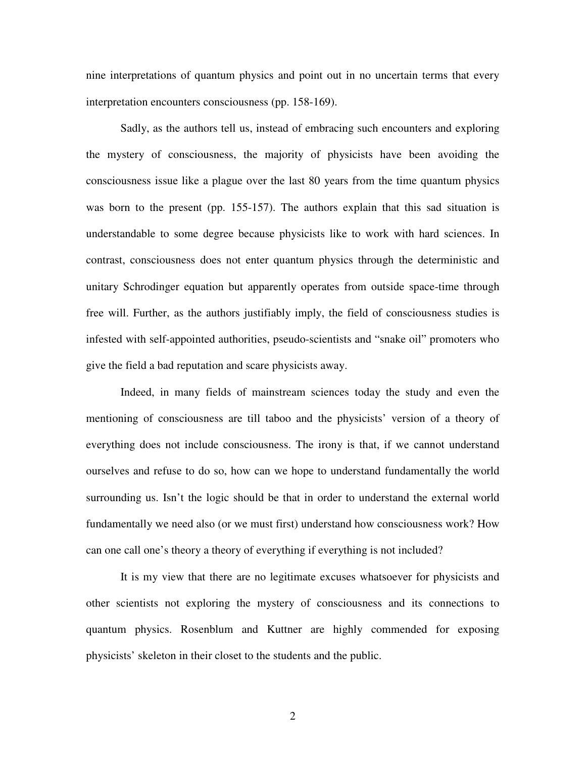nine interpretations of quantum physics and point out in no uncertain terms that every interpretation encounters consciousness (pp. 158-169).

Sadly, as the authors tell us, instead of embracing such encounters and exploring the mystery of consciousness, the majority of physicists have been avoiding the consciousness issue like a plague over the last 80 years from the time quantum physics was born to the present (pp. 155-157). The authors explain that this sad situation is understandable to some degree because physicists like to work with hard sciences. In contrast, consciousness does not enter quantum physics through the deterministic and unitary Schrodinger equation but apparently operates from outside space-time through free will. Further, as the authors justifiably imply, the field of consciousness studies is infested with self-appointed authorities, pseudo-scientists and "snake oil" promoters who give the field a bad reputation and scare physicists away.

Indeed, in many fields of mainstream sciences today the study and even the mentioning of consciousness are till taboo and the physicists' version of a theory of everything does not include consciousness. The irony is that, if we cannot understand ourselves and refuse to do so, how can we hope to understand fundamentally the world surrounding us. Isn't the logic should be that in order to understand the external world fundamentally we need also (or we must first) understand how consciousness work? How can one call one's theory a theory of everything if everything is not included?

It is my view that there are no legitimate excuses whatsoever for physicists and other scientists not exploring the mystery of consciousness and its connections to quantum physics. Rosenblum and Kuttner are highly commended for exposing physicists' skeleton in their closet to the students and the public.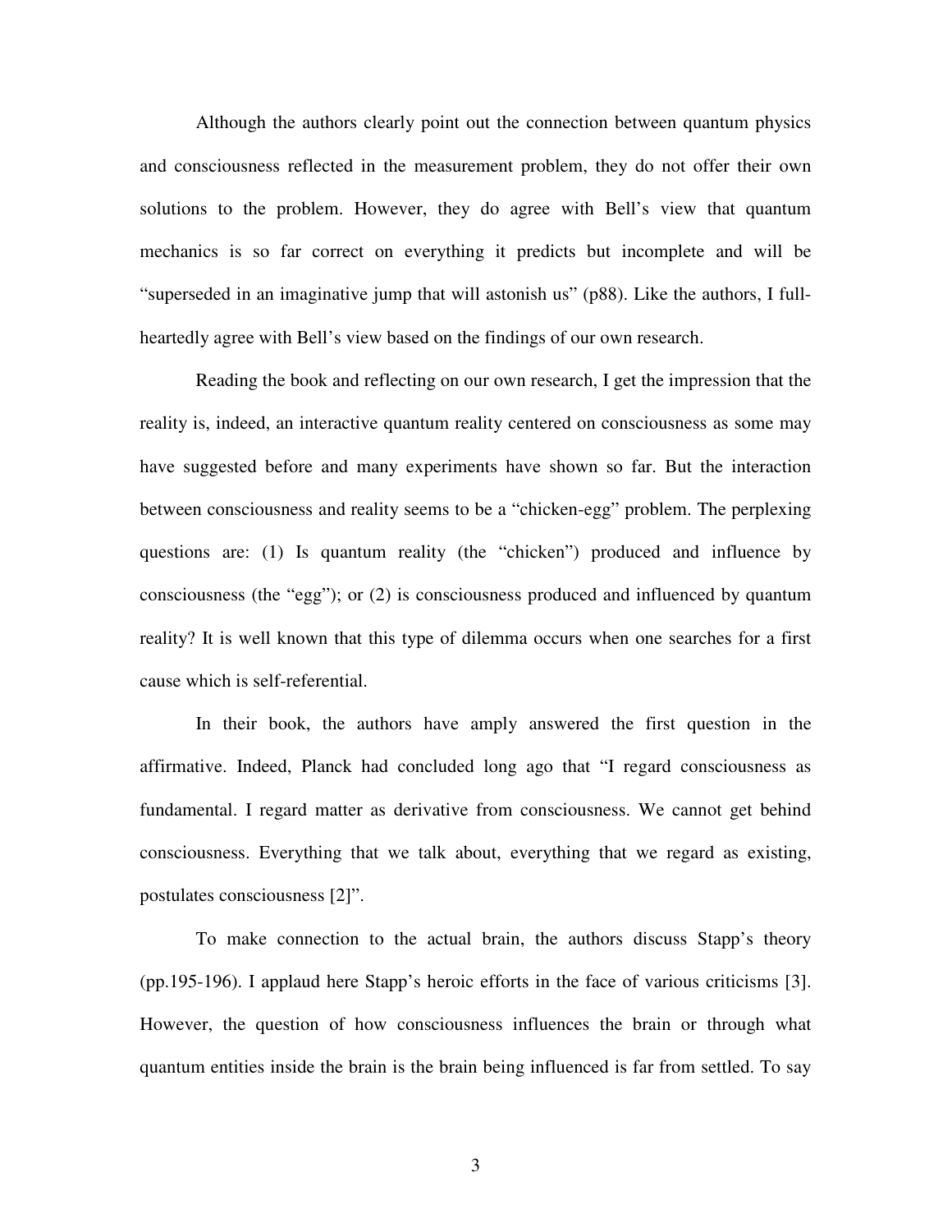Although the authors clearly point out the connection between quantum physics and consciousness reflected in the measurement problem, they do not offer their own solutions to the problem. However, they do agree with Bell's view that quantum mechanics is so far correct on everything it predicts but incomplete and will be "superseded in an imaginative jump that will astonish us" (p88). Like the authors, I full-heartedly agree with Bell's view based on the findings of our own research.

Reading the book and reflecting on our own research, I get the impression that the reality is, indeed, an interactive quantum reality centered on consciousness as some may have suggested before and many experiments have shown so far. But the interaction between consciousness and reality seems to be a "chicken-egg" problem. The perplexing questions are: (1) Is quantum reality (the "chicken") produced and influence by consciousness (the "egg"); or (2) is consciousness produced and influenced by quantum reality? It is well known that this type of dilemma occurs when one searches for a first cause which is self-referential.

In their book, the authors have amply answered the first question in the affirmative. Indeed, Planck had concluded long ago that "I regard consciousness as fundamental. I regard matter as derivative from consciousness. We cannot get behind consciousness. Everything that we talk about, everything that we regard as existing, postulates consciousness [2]".

To make connection to the actual brain, the authors discuss Stapp's theory (pp.195-196). I applaud here Stapp's heroic efforts in the face of various criticisms [3]. However, the question of how consciousness influences the brain or through what quantum entities inside the brain is the brain being influenced is far from settled. To say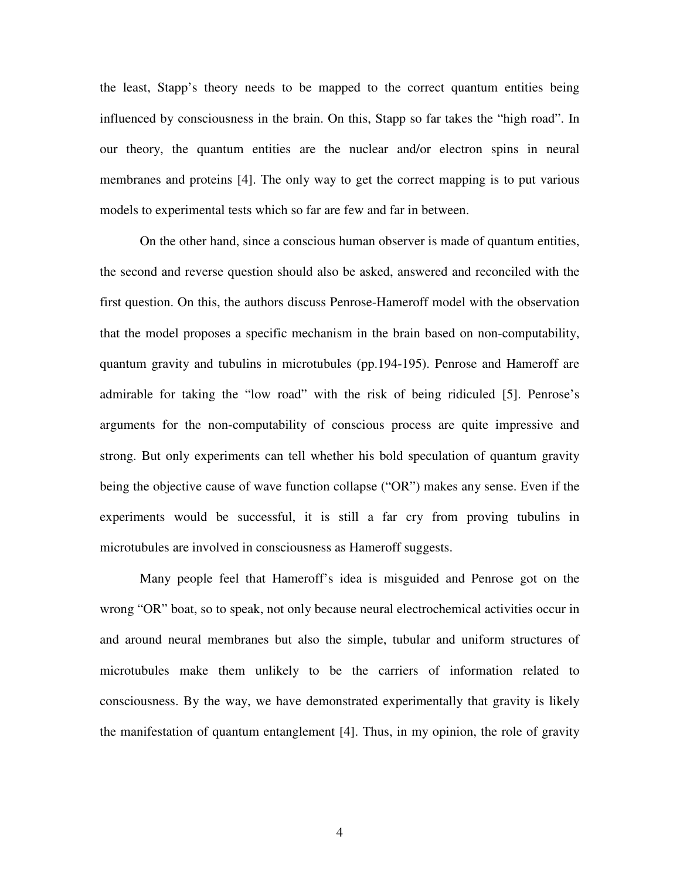the least, Stapp's theory needs to be mapped to the correct quantum entities being influenced by consciousness in the brain. On this, Stapp so far takes the "high road". In our theory, the quantum entities are the nuclear and/or electron spins in neural membranes and proteins [4]. The only way to get the correct mapping is to put various models to experimental tests which so far are few and far in between.

On the other hand, since a conscious human observer is made of quantum entities, the second and reverse question should also be asked, answered and reconciled with the first question. On this, the authors discuss Penrose-Hameroff model with the observation that the model proposes a specific mechanism in the brain based on non-computability, quantum gravity and tubulins in microtubules (pp.194-195). Penrose and Hameroff are admirable for taking the "low road" with the risk of being ridiculed [5]. Penrose's arguments for the non-computability of conscious process are quite impressive and strong. But only experiments can tell whether his bold speculation of quantum gravity being the objective cause of wave function collapse ("OR") makes any sense. Even if the experiments would be successful, it is still a far cry from proving tubulins in microtubules are involved in consciousness as Hameroff suggests.

Many people feel that Hameroff's idea is misguided and Penrose got on the wrong "OR" boat, so to speak, not only because neural electrochemical activities occur in and around neural membranes but also the simple, tubular and uniform structures of microtubules make them unlikely to be the carriers of information related to consciousness. By the way, we have demonstrated experimentally that gravity is likely the manifestation of quantum entanglement [4]. Thus, in my opinion, the role of gravity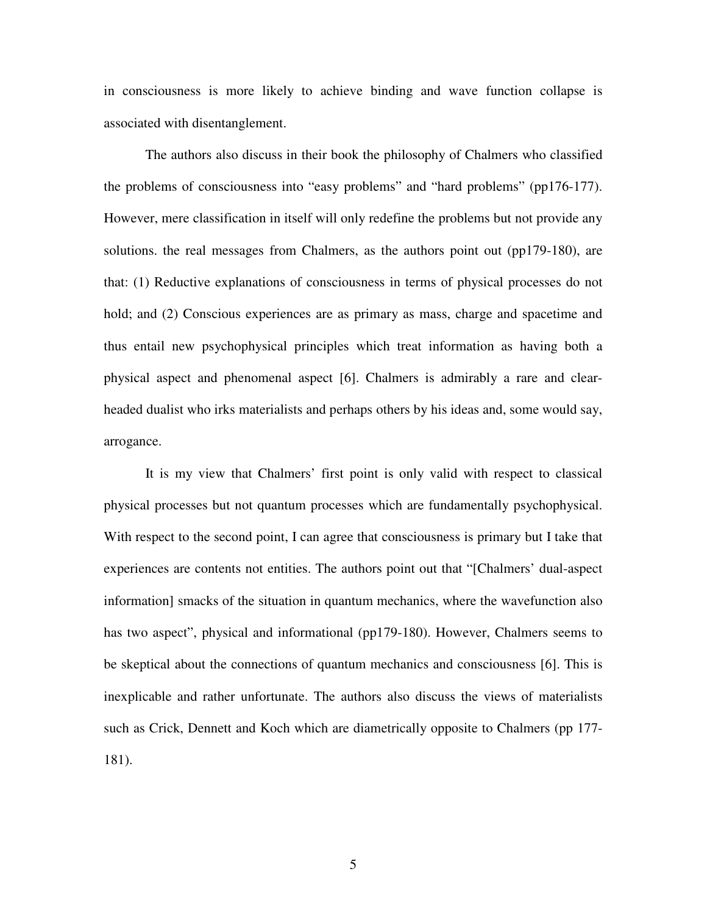in consciousness is more likely to achieve binding and wave function collapse is associated with disentanglement.

The authors also discuss in their book the philosophy of Chalmers who classified the problems of consciousness into "easy problems" and "hard problems" (pp176-177). However, mere classification in itself will only redefine the problems but not provide any solutions. the real messages from Chalmers, as the authors point out (pp179-180), are that: (1) Reductive explanations of consciousness in terms of physical processes do not hold; and (2) Conscious experiences are as primary as mass, charge and spacetime and thus entail new psychophysical principles which treat information as having both a physical aspect and phenomenal aspect [6]. Chalmers is admirably a rare and clear-headed dualist who irks materialists and perhaps others by his ideas and, some would say, arrogance.

It is my view that Chalmers' first point is only valid with respect to classical physical processes but not quantum processes which are fundamentally psychophysical. With respect to the second point, I can agree that consciousness is primary but I take that experiences are contents not entities. The authors point out that "[Chalmers' dual-aspect information] smacks of the situation in quantum mechanics, where the wavefunction also has two aspect", physical and informational (pp179-180). However, Chalmers seems to be skeptical about the connections of quantum mechanics and consciousness [6]. This is inexplicable and rather unfortunate. The authors also discuss the views of materialists such as Crick, Dennett and Koch which are diametrically opposite to Chalmers (pp 177-181).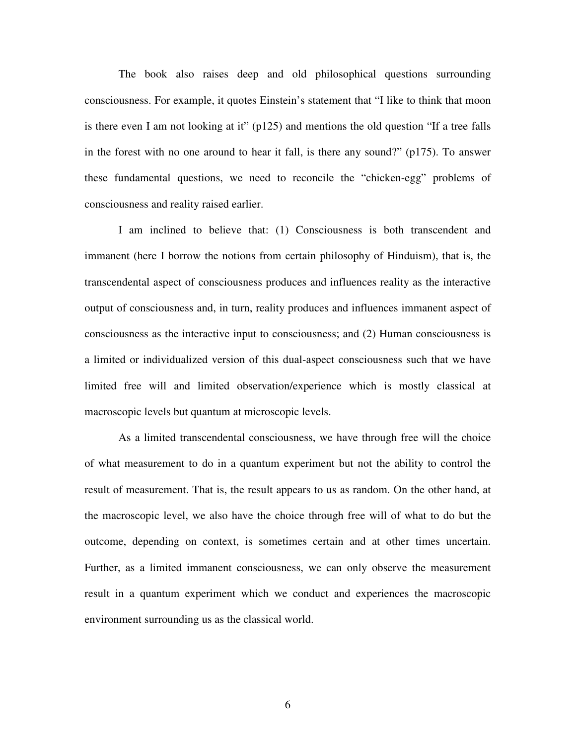The book also raises deep and old philosophical questions surrounding consciousness. For example, it quotes Einstein's statement that "I like to think that moon is there even I am not looking at it" (p125) and mentions the old question "If a tree falls in the forest with no one around to hear it fall, is there any sound?" (p175). To answer these fundamental questions, we need to reconcile the "chicken-egg" problems of consciousness and reality raised earlier.

I am inclined to believe that: (1) Consciousness is both transcendent and immanent (here I borrow the notions from certain philosophy of Hinduism), that is, the transcendental aspect of consciousness produces and influences reality as the interactive output of consciousness and, in turn, reality produces and influences immanent aspect of consciousness as the interactive input to consciousness; and (2) Human consciousness is a limited or individualized version of this dual-aspect consciousness such that we have limited free will and limited observation/experience which is mostly classical at macroscopic levels but quantum at microscopic levels.

As a limited transcendental consciousness, we have through free will the choice of what measurement to do in a quantum experiment but not the ability to control the result of measurement. That is, the result appears to us as random. On the other hand, at the macroscopic level, we also have the choice through free will of what to do but the outcome, depending on context, is sometimes certain and at other times uncertain. Further, as a limited immanent consciousness, we can only observe the measurement result in a quantum experiment which we conduct and experiences the macroscopic environment surrounding us as the classical world.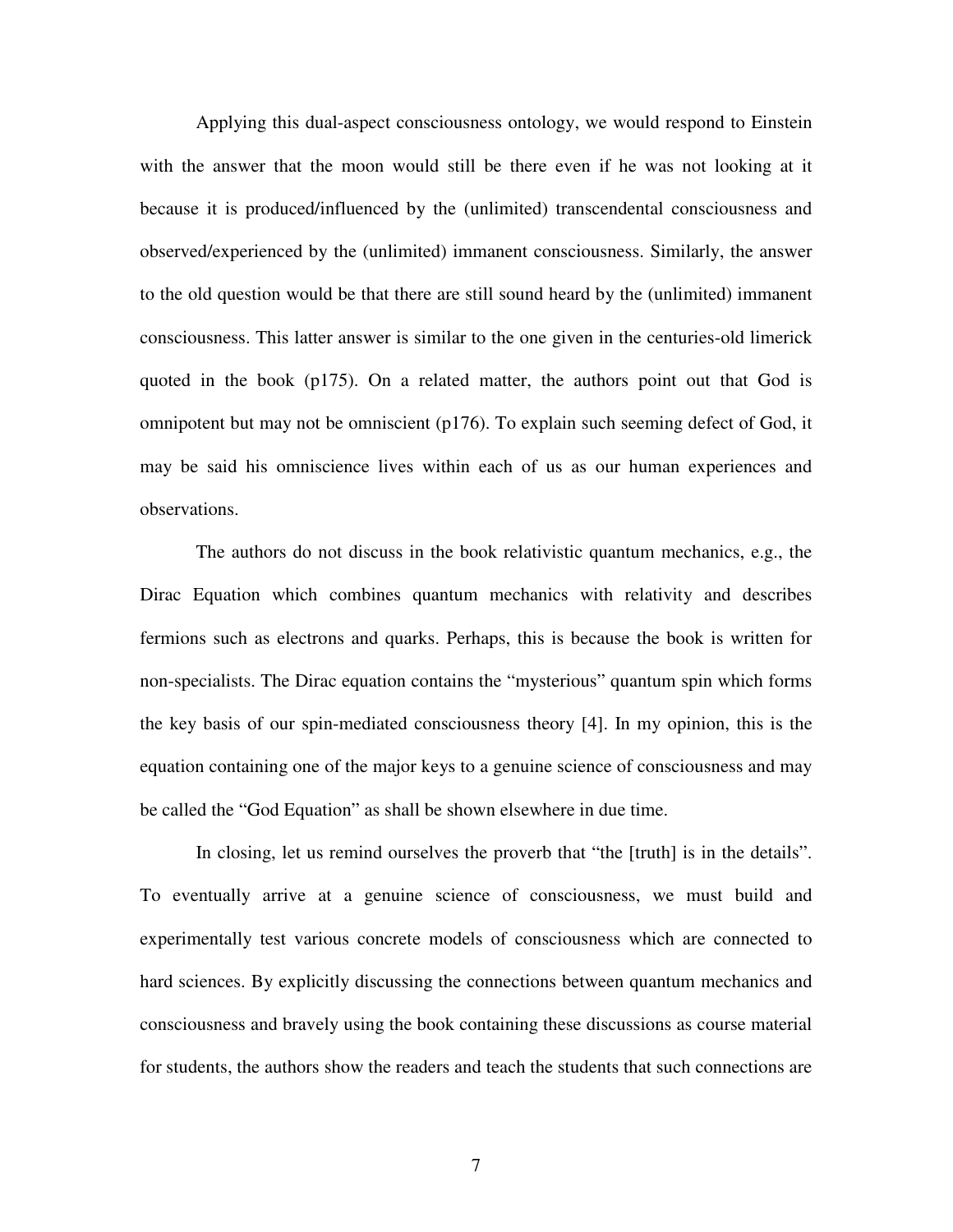Applying this dual-aspect consciousness ontology, we would respond to Einstein with the answer that the moon would still be there even if he was not looking at it because it is produced/influenced by the (unlimited) transcendental consciousness and observed/experienced by the (unlimited) immanent consciousness. Similarly, the answer to the old question would be that there are still sound heard by the (unlimited) immanent consciousness. This latter answer is similar to the one given in the centuries-old limerick quoted in the book (p175). On a related matter, the authors point out that God is omnipotent but may not be omniscient (p176). To explain such seeming defect of God, it may be said his omniscience lives within each of us as our human experiences and observations.

The authors do not discuss in the book relativistic quantum mechanics, e.g., the Dirac Equation which combines quantum mechanics with relativity and describes fermions such as electrons and quarks. Perhaps, this is because the book is written for non-specialists. The Dirac equation contains the "mysterious" quantum spin which forms the key basis of our spin-mediated consciousness theory [4]. In my opinion, this is the equation containing one of the major keys to a genuine science of consciousness and may be called the "God Equation" as shall be shown elsewhere in due time.

In closing, let us remind ourselves the proverb that "the [truth] is in the details". To eventually arrive at a genuine science of consciousness, we must build and experimentally test various concrete models of consciousness which are connected to hard sciences. By explicitly discussing the connections between quantum mechanics and consciousness and bravely using the book containing these discussions as course material for students, the authors show the readers and teach the students that such connections are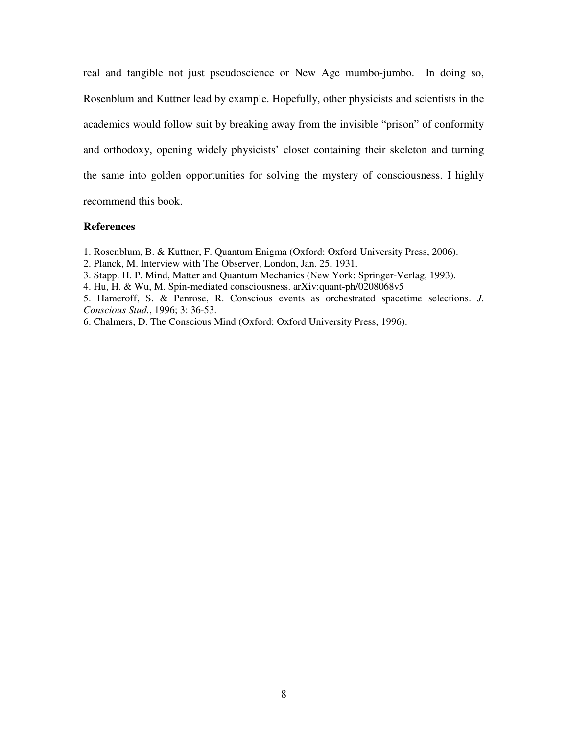real and tangible not just pseudoscience or New Age mumbo-jumbo. In doing so, Rosenblum and Kuttner lead by example. Hopefully, other physicists and scientists in the academics would follow suit by breaking away from the invisible "prison" of conformity and orthodoxy, opening widely physicists' closet containing their skeleton and turning the same into golden opportunities for solving the mystery of consciousness. I highly recommend this book.

## References

1. Rosenblum, B. & Kuttner, F. Quantum Enigma (Oxford: Oxford University Press, 2006).
2. Planck, M. Interview with The Observer, London, Jan. 25, 1931.
3. Stapp. H. P. Mind, Matter and Quantum Mechanics (New York: Springer-Verlag, 1993).
4. Hu, H. & Wu, M. Spin-mediated consciousness. arXiv:quant-ph/0208068v5
5. Hameroff, S. & Penrose, R. Conscious events as orchestrated spacetime selections. *J. Conscious Stud.*, 1996; 3: 36-53.
6. Chalmers, D. The Conscious Mind (Oxford: Oxford University Press, 1996).